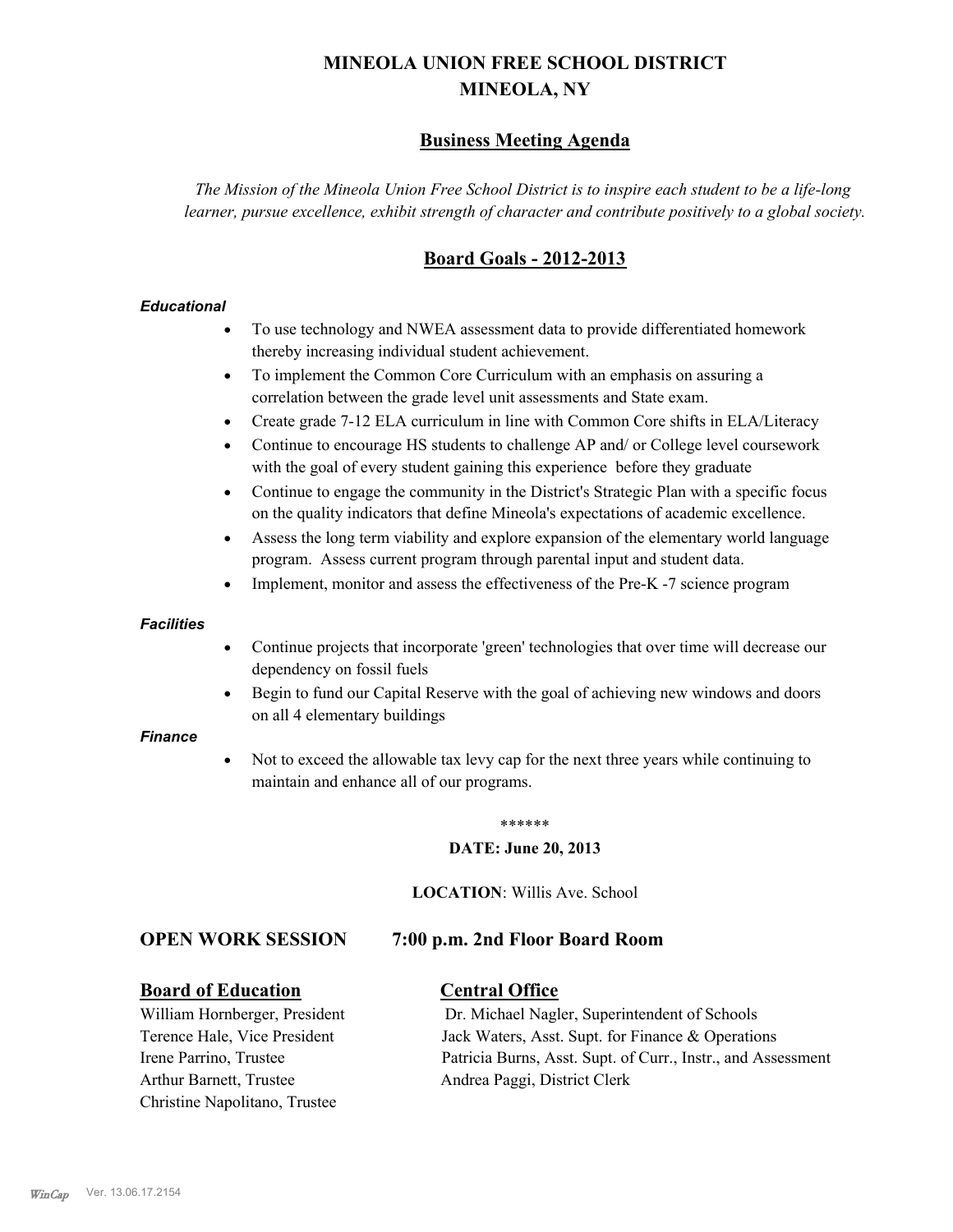# MINEOLA UNION FREE SCHOOL DISTRICT
# MINEOLA, NY

## Business Meeting Agenda

*The Mission of the Mineola Union Free School District is to inspire each student to be a life-long learner, pursue excellence, exhibit strength of character and contribute positively to a global society.*

## Board Goals - 2012-2013

***Educational***

- To use technology and NWEA assessment data to provide differentiated homework thereby increasing individual student achievement.
- To implement the Common Core Curriculum with an emphasis on assuring a correlation between the grade level unit assessments and State exam.
- Create grade 7-12 ELA curriculum in line with Common Core shifts in ELA/Literacy
- Continue to encourage HS students to challenge AP and/ or College level coursework with the goal of every student gaining this experience before they graduate
- Continue to engage the community in the District's Strategic Plan with a specific focus on the quality indicators that define Mineola's expectations of academic excellence.
- Assess the long term viability and explore expansion of the elementary world language program. Assess current program through parental input and student data.
- Implement, monitor and assess the effectiveness of the Pre-K -7 science program

***Facilities***

- Continue projects that incorporate 'green' technologies that over time will decrease our dependency on fossil fuels
- Begin to fund our Capital Reserve with the goal of achieving new windows and doors on all 4 elementary buildings

***Finance***

- Not to exceed the allowable tax levy cap for the next three years while continuing to maintain and enhance all of our programs.

******

**DATE: June 20, 2013**

**LOCATION**: Willis Ave. School

### OPEN WORK SESSION 7:00 p.m. 2nd Floor Board Room

**Board of Education**

William Hornberger, President
Terence Hale, Vice President
Irene Parrino, Trustee
Arthur Barnett, Trustee
Christine Napolitano, Trustee

**Central Office**

Dr. Michael Nagler, Superintendent of Schools
Jack Waters, Asst. Supt. for Finance & Operations
Patricia Burns, Asst. Supt. of Curr., Instr., and Assessment
Andrea Paggi, District Clerk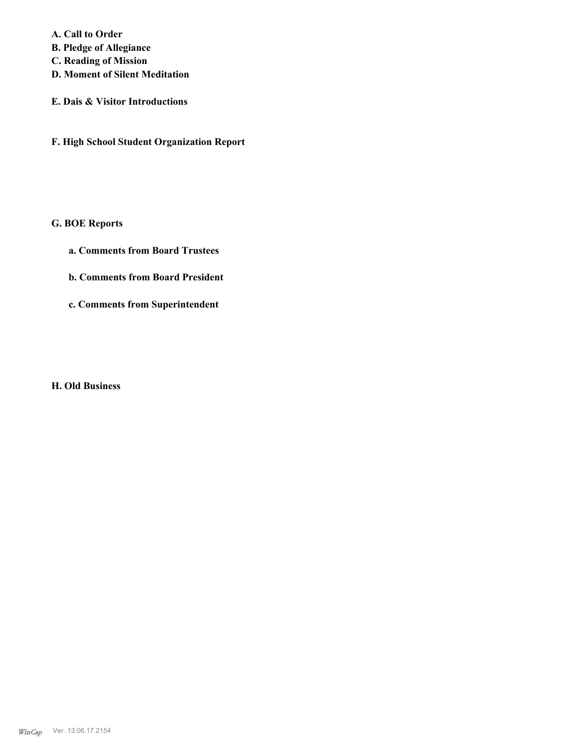**A. Call to Order**
**B. Pledge of Allegiance**
**C. Reading of Mission**
**D. Moment of Silent Meditation**

**E. Dais & Visitor Introductions**

**F. High School Student Organization Report**

**G. BOE Reports**

**a. Comments from Board Trustees**

**b. Comments from Board President**

**c. Comments from Superintendent**

**H. Old Business**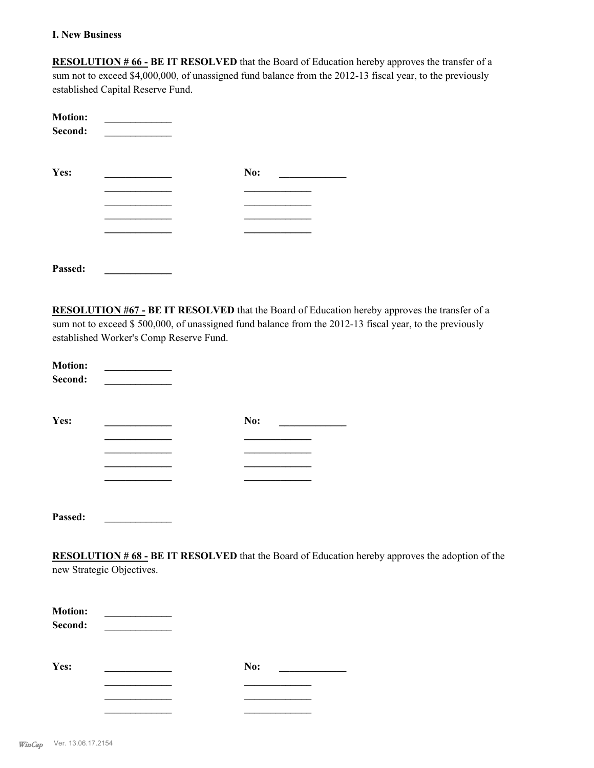**I. New Business**

**RESOLUTION # 66 - BE IT RESOLVED** that the Board of Education hereby approves the transfer of a sum not to exceed $4,000,000, of unassigned fund balance from the 2012-13 fiscal year, to the previously established Capital Reserve Fund.

**Motion:** _____________
**Second:** _____________

**Yes:** _____________ **No:** _____________
_____________ _____________
_____________ _____________
_____________ _____________
_____________ _____________

**Passed:** _____________

**RESOLUTION #67 - BE IT RESOLVED** that the Board of Education hereby approves the transfer of a sum not to exceed $ 500,000, of unassigned fund balance from the 2012-13 fiscal year, to the previously established Worker's Comp Reserve Fund.

**Motion:** _____________
**Second:** _____________

**Yes:** _____________ **No:** _____________
_____________ _____________
_____________ _____________
_____________ _____________
_____________ _____________

**Passed:** _____________

**RESOLUTION # 68 - BE IT RESOLVED** that the Board of Education hereby approves the adoption of the new Strategic Objectives.

**Motion:** _____________
**Second:** _____________

**Yes:** _____________ **No:** _____________
_____________ _____________
_____________ _____________
_____________ _____________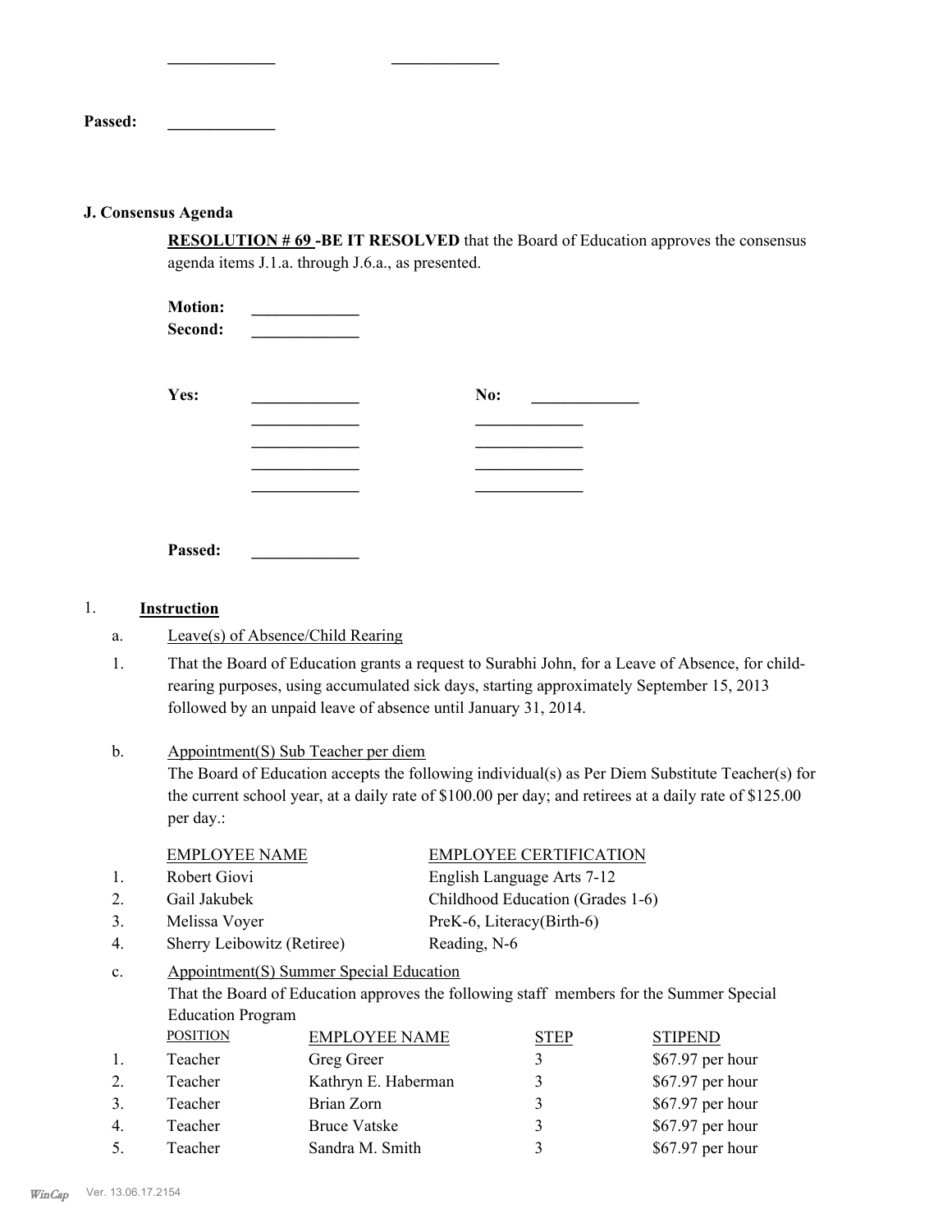_____________ _____________

**Passed:** _____________

**J. Consensus Agenda**

**RESOLUTION # 69 -BE IT RESOLVED** that the Board of Education approves the consensus agenda items J.1.a. through J.6.a., as presented.

**Motion:** _____________
**Second:** _____________

**Yes:** _____________ **No:** _____________
_____________ _____________
_____________ _____________
_____________ _____________
_____________ _____________

**Passed:** _____________

1. **Instruction**

a. Leave(s) of Absence/Child Rearing

1. That the Board of Education grants a request to Surabhi John, for a Leave of Absence, for child-rearing purposes, using accumulated sick days, starting approximately September 15, 2013 followed by an unpaid leave of absence until January 31, 2014.

b. Appointment(S) Sub Teacher per diem

The Board of Education accepts the following individual(s) as Per Diem Substitute Teacher(s) for the current school year, at a daily rate of $100.00 per day; and retirees at a daily rate of $125.00 per day.:

| | EMPLOYEE NAME | EMPLOYEE CERTIFICATION |
|---|---|---|
| 1. | Robert Giovi | English Language Arts 7-12 |
| 2. | Gail Jakubek | Childhood Education (Grades 1-6) |
| 3. | Melissa Voyer | PreK-6, Literacy(Birth-6) |
| 4. | Sherry Leibowitz (Retiree) | Reading, N-6 |

c. Appointment(S) Summer Special Education

That the Board of Education approves the following staff members for the Summer Special Education Program

| | POSITION | EMPLOYEE NAME | STEP | STIPEND |
|---|---|---|---|---|
| 1. | Teacher | Greg Greer | 3 | $67.97 per hour |
| 2. | Teacher | Kathryn E. Haberman | 3 | $67.97 per hour |
| 3. | Teacher | Brian Zorn | 3 | $67.97 per hour |
| 4. | Teacher | Bruce Vatske | 3 | $67.97 per hour |
| 5. | Teacher | Sandra M. Smith | 3 | $67.97 per hour |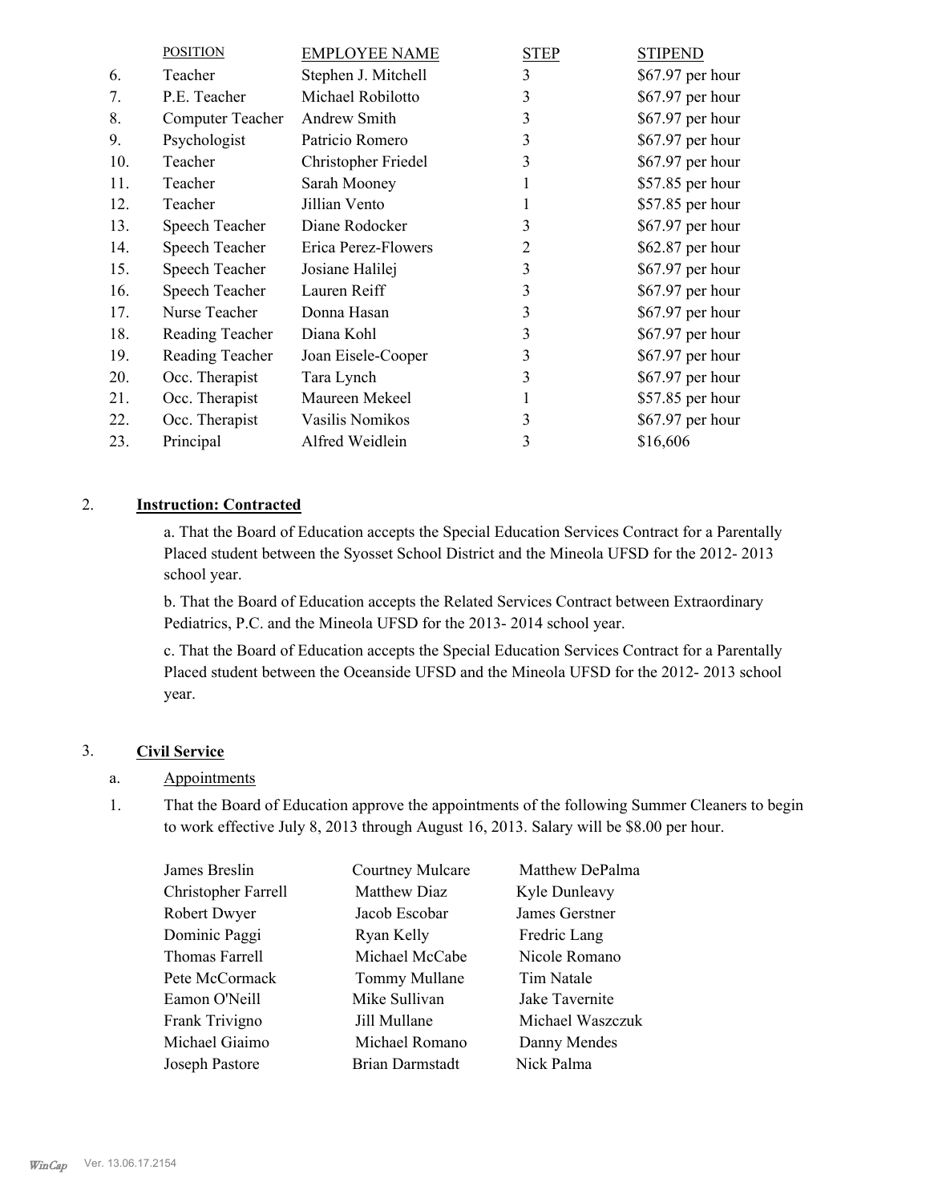|  | POSITION | EMPLOYEE NAME | STEP | STIPEND |
|---|---|---|---|---|
| 6. | Teacher | Stephen J. Mitchell | 3 | $67.97 per hour |
| 7. | P.E. Teacher | Michael Robilotto | 3 | $67.97 per hour |
| 8. | Computer Teacher | Andrew Smith | 3 | $67.97 per hour |
| 9. | Psychologist | Patricio Romero | 3 | $67.97 per hour |
| 10. | Teacher | Christopher Friedel | 3 | $67.97 per hour |
| 11. | Teacher | Sarah Mooney | 1 | $57.85 per hour |
| 12. | Teacher | Jillian Vento | 1 | $57.85 per hour |
| 13. | Speech Teacher | Diane Rodocker | 3 | $67.97 per hour |
| 14. | Speech Teacher | Erica Perez-Flowers | 2 | $62.87 per hour |
| 15. | Speech Teacher | Josiane Halilej | 3 | $67.97 per hour |
| 16. | Speech Teacher | Lauren Reiff | 3 | $67.97 per hour |
| 17. | Nurse Teacher | Donna Hasan | 3 | $67.97 per hour |
| 18. | Reading Teacher | Diana Kohl | 3 | $67.97 per hour |
| 19. | Reading Teacher | Joan Eisele-Cooper | 3 | $67.97 per hour |
| 20. | Occ. Therapist | Tara Lynch | 3 | $67.97 per hour |
| 21. | Occ. Therapist | Maureen Mekeel | 1 | $57.85 per hour |
| 22. | Occ. Therapist | Vasilis Nomikos | 3 | $67.97 per hour |
| 23. | Principal | Alfred Weidlein | 3 | $16,606 |

2. **Instruction: Contracted**

a. That the Board of Education accepts the Special Education Services Contract for a Parentally Placed student between the Syosset School District and the Mineola UFSD for the 2012- 2013 school year.

b. That the Board of Education accepts the Related Services Contract between Extraordinary Pediatrics, P.C. and the Mineola UFSD for the 2013- 2014 school year.

c. That the Board of Education accepts the Special Education Services Contract for a Parentally Placed student between the Oceanside UFSD and the Mineola UFSD for the 2012- 2013 school year.

3. **Civil Service**

a. Appointments

1. That the Board of Education approve the appointments of the following Summer Cleaners to begin to work effective July 8, 2013 through August 16, 2013. Salary will be $8.00 per hour.

| | | |
|---|---|---|
| James Breslin | Courtney Mulcare | Matthew DePalma |
| Christopher Farrell | Matthew Diaz | Kyle Dunleavy |
| Robert Dwyer | Jacob Escobar | James Gerstner |
| Dominic Paggi | Ryan Kelly | Fredric Lang |
| Thomas Farrell | Michael McCabe | Nicole Romano |
| Pete McCormack | Tommy Mullane | Tim Natale |
| Eamon O'Neill | Mike Sullivan | Jake Tavernite |
| Frank Trivigno | Jill Mullane | Michael Waszczuk |
| Michael Giaimo | Michael Romano | Danny Mendes |
| Joseph Pastore | Brian Darmstadt | Nick Palma |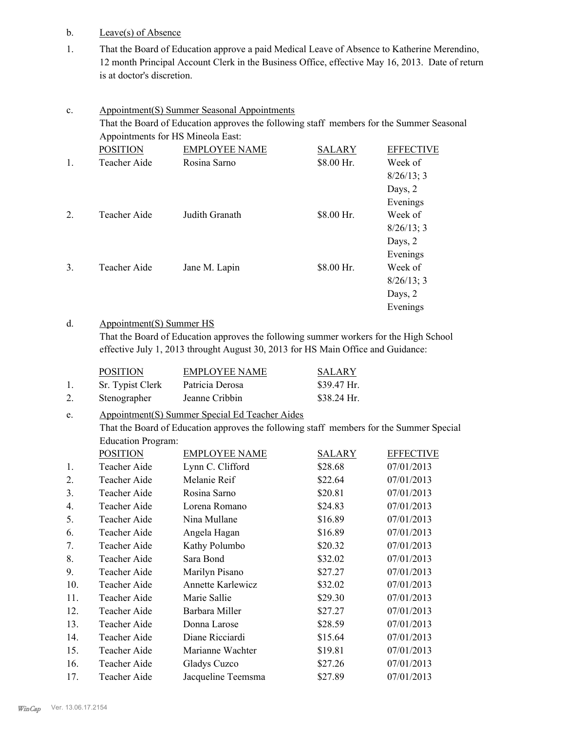b. Leave(s) of Absence

1. That the Board of Education approve a paid Medical Leave of Absence to Katherine Merendino, 12 month Principal Account Clerk in the Business Office, effective May 16, 2013. Date of return is at doctor's discretion.

c. Appointment(S) Summer Seasonal Appointments

That the Board of Education approves the following staff members for the Summer Seasonal Appointments for HS Mineola East:

| | POSITION | EMPLOYEE NAME | SALARY | EFFECTIVE |
|---|---|---|---|---|
| 1. | Teacher Aide | Rosina Sarno | $8.00 Hr. | Week of 8/26/13; 3 Days, 2 Evenings |
| 2. | Teacher Aide | Judith Granath | $8.00 Hr. | Week of 8/26/13; 3 Days, 2 Evenings |
| 3. | Teacher Aide | Jane M. Lapin | $8.00 Hr. | Week of 8/26/13; 3 Days, 2 Evenings |

d. Appointment(S) Summer HS

That the Board of Education approves the following summer workers for the High School effective July 1, 2013 throught August 30, 2013 for HS Main Office and Guidance:

| | POSITION | EMPLOYEE NAME | SALARY |
|---|---|---|---|
| 1. | Sr. Typist Clerk | Patricia Derosa | $39.47 Hr. |
| 2. | Stenographer | Jeanne Cribbin | $38.24 Hr. |

e. Appointment(S) Summer Special Ed Teacher Aides

That the Board of Education approves the following staff members for the Summer Special Education Program:

| | POSITION | EMPLOYEE NAME | SALARY | EFFECTIVE |
|---|---|---|---|---|
| 1. | Teacher Aide | Lynn C. Clifford | $28.68 | 07/01/2013 |
| 2. | Teacher Aide | Melanie Reif | $22.64 | 07/01/2013 |
| 3. | Teacher Aide | Rosina Sarno | $20.81 | 07/01/2013 |
| 4. | Teacher Aide | Lorena Romano | $24.83 | 07/01/2013 |
| 5. | Teacher Aide | Nina Mullane | $16.89 | 07/01/2013 |
| 6. | Teacher Aide | Angela Hagan | $16.89 | 07/01/2013 |
| 7. | Teacher Aide | Kathy Polumbo | $20.32 | 07/01/2013 |
| 8. | Teacher Aide | Sara Bond | $32.02 | 07/01/2013 |
| 9. | Teacher Aide | Marilyn Pisano | $27.27 | 07/01/2013 |
| 10. | Teacher Aide | Annette Karlewicz | $32.02 | 07/01/2013 |
| 11. | Teacher Aide | Marie Sallie | $29.30 | 07/01/2013 |
| 12. | Teacher Aide | Barbara Miller | $27.27 | 07/01/2013 |
| 13. | Teacher Aide | Donna Larose | $28.59 | 07/01/2013 |
| 14. | Teacher Aide | Diane Ricciardi | $15.64 | 07/01/2013 |
| 15. | Teacher Aide | Marianne Wachter | $19.81 | 07/01/2013 |
| 16. | Teacher Aide | Gladys Cuzco | $27.26 | 07/01/2013 |
| 17. | Teacher Aide | Jacqueline Teemsma | $27.89 | 07/01/2013 |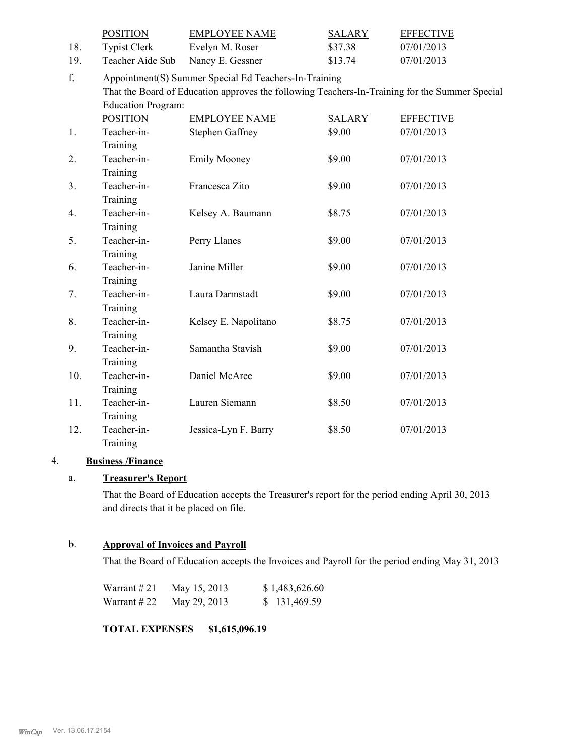| | POSITION | EMPLOYEE NAME | SALARY | EFFECTIVE |
|---|---|---|---|---|
| 18. | Typist Clerk | Evelyn M. Roser | $37.38 | 07/01/2013 |
| 19. | Teacher Aide Sub | Nancy E. Gessner | $13.74 | 07/01/2013 |

f. Appointment(S) Summer Special Ed Teachers-In-Training

That the Board of Education approves the following Teachers-In-Training for the Summer Special Education Program:

| | POSITION | EMPLOYEE NAME | SALARY | EFFECTIVE |
|---|---|---|---|---|
| 1. | Teacher-in-Training | Stephen Gaffney | $9.00 | 07/01/2013 |
| 2. | Teacher-in-Training | Emily Mooney | $9.00 | 07/01/2013 |
| 3. | Teacher-in-Training | Francesca Zito | $9.00 | 07/01/2013 |
| 4. | Teacher-in-Training | Kelsey A. Baumann | $8.75 | 07/01/2013 |
| 5. | Teacher-in-Training | Perry Llanes | $9.00 | 07/01/2013 |
| 6. | Teacher-in-Training | Janine Miller | $9.00 | 07/01/2013 |
| 7. | Teacher-in-Training | Laura Darmstadt | $9.00 | 07/01/2013 |
| 8. | Teacher-in-Training | Kelsey E. Napolitano | $8.75 | 07/01/2013 |
| 9. | Teacher-in-Training | Samantha Stavish | $9.00 | 07/01/2013 |
| 10. | Teacher-in-Training | Daniel McAree | $9.00 | 07/01/2013 |
| 11. | Teacher-in-Training | Lauren Siemann | $8.50 | 07/01/2013 |
| 12. | Teacher-in-Training | Jessica-Lyn F. Barry | $8.50 | 07/01/2013 |

4. **Business /Finance**

a. **Treasurer's Report**

That the Board of Education accepts the Treasurer's report for the period ending April 30, 2013 and directs that it be placed on file.

b. **Approval of Invoices and Payroll**

That the Board of Education accepts the Invoices and Payroll for the period ending May 31, 2013

| | | |
|---|---|---|
| Warrant # 21 | May 15, 2013 | $ 1,483,626.60 |
| Warrant # 22 | May 29, 2013 | $ 131,469.59 |

**TOTAL EXPENSES $1,615,096.19**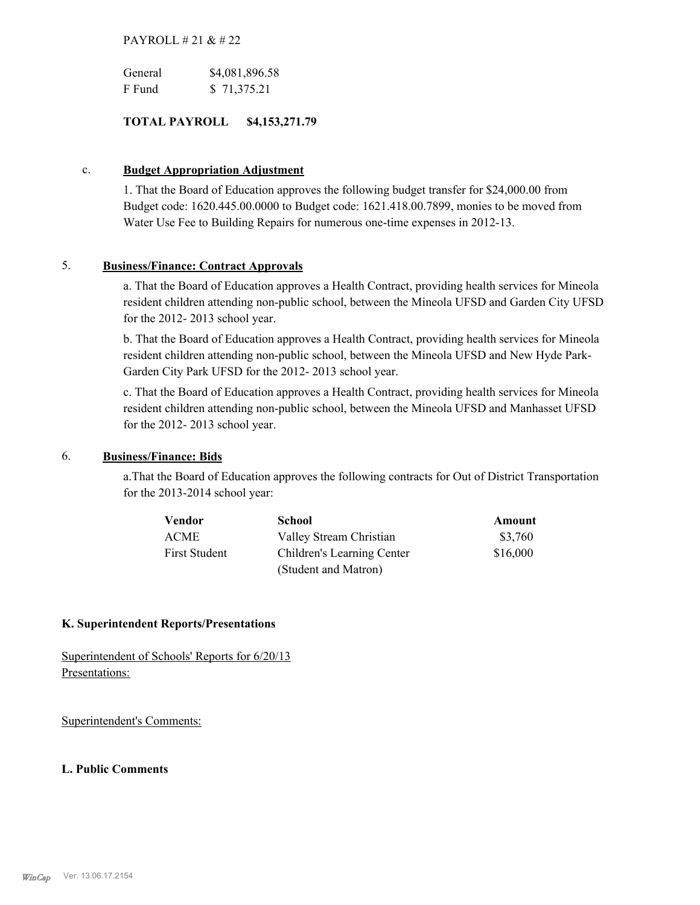PAYROLL # 21 & # 22

| | |
|---|---|
| General | $4,081,896.58 |
| F Fund | $ 71,375.21 |

**TOTAL PAYROLL $4,153,271.79**

c. **Budget Appropriation Adjustment**

1. That the Board of Education approves the following budget transfer for $24,000.00 from Budget code: 1620.445.00.0000 to Budget code: 1621.418.00.7899, monies to be moved from Water Use Fee to Building Repairs for numerous one-time expenses in 2012-13.

5. **Business/Finance: Contract Approvals**

a. That the Board of Education approves a Health Contract, providing health services for Mineola resident children attending non-public school, between the Mineola UFSD and Garden City UFSD for the 2012- 2013 school year.

b. That the Board of Education approves a Health Contract, providing health services for Mineola resident children attending non-public school, between the Mineola UFSD and New Hyde Park-Garden City Park UFSD for the 2012- 2013 school year.

c. That the Board of Education approves a Health Contract, providing health services for Mineola resident children attending non-public school, between the Mineola UFSD and Manhasset UFSD for the 2012- 2013 school year.

6. **Business/Finance: Bids**

a.That the Board of Education approves the following contracts for Out of District Transportation for the 2013-2014 school year:

| Vendor | School | Amount |
|---|---|---|
| ACME | Valley Stream Christian | $3,760 |
| First Student | Children's Learning Center (Student and Matron) | $16,000 |

**K. Superintendent Reports/Presentations**

Superintendent of Schools' Reports for 6/20/13
Presentations:

Superintendent's Comments:

**L. Public Comments**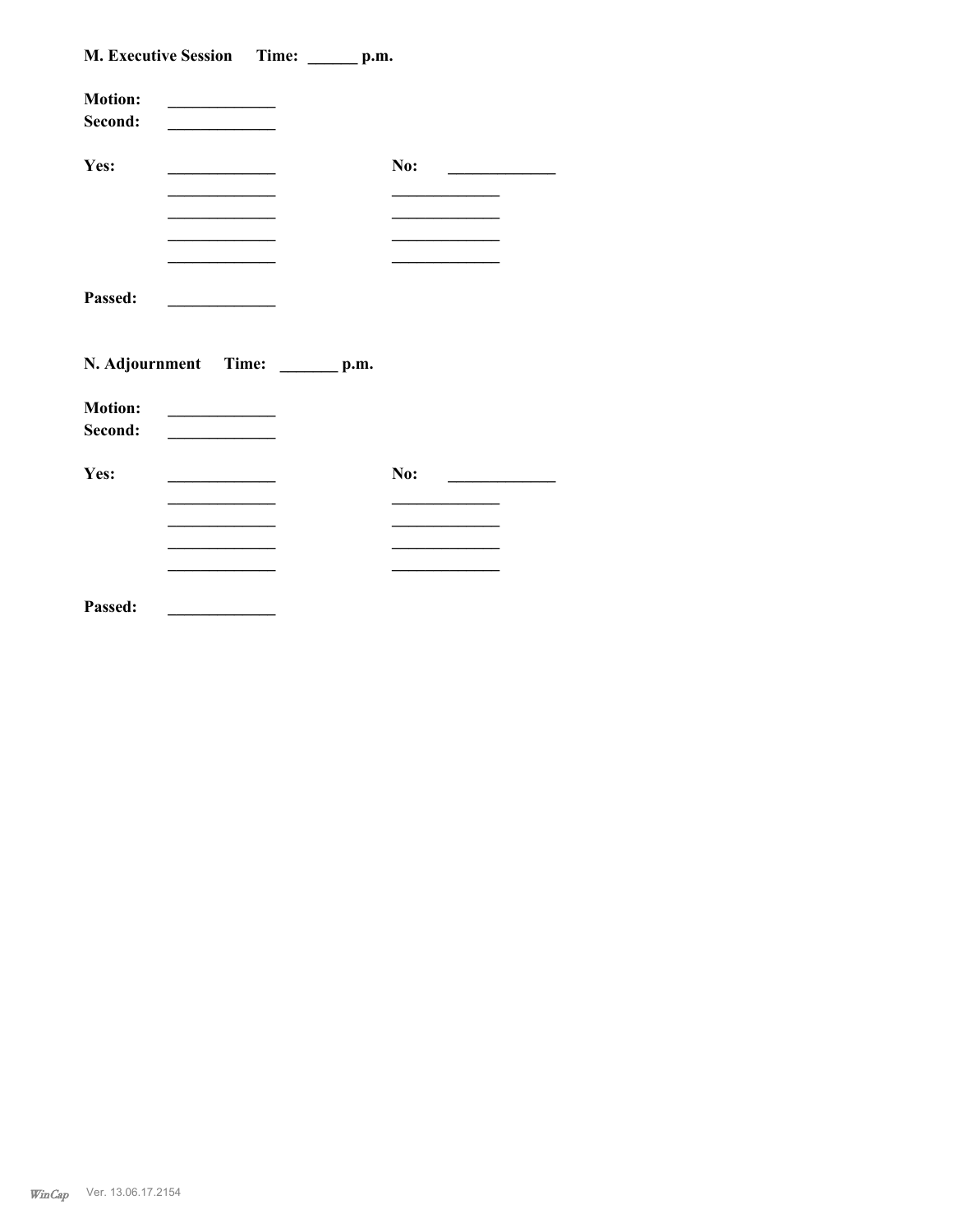**M. Executive Session** **Time: ______ p.m.**

**Motion:** _____________
**Second:** _____________

| | | | |
|---|---|---|---|
| **Yes:** | _____________ | **No:** | _____________ |
| | _____________ | | _____________ |
| | _____________ | | _____________ |
| | _____________ | | _____________ |
| | _____________ | | _____________ |

**Passed:** _____________

**N. Adjournment** **Time: _______ p.m.**

**Motion:** _____________
**Second:** _____________

| | | | |
|---|---|---|---|
| **Yes:** | _____________ | **No:** | _____________ |
| | _____________ | | _____________ |
| | _____________ | | _____________ |
| | _____________ | | _____________ |
| | _____________ | | _____________ |

**Passed:** _____________

*WinCap* Ver. 13.06.17.2154